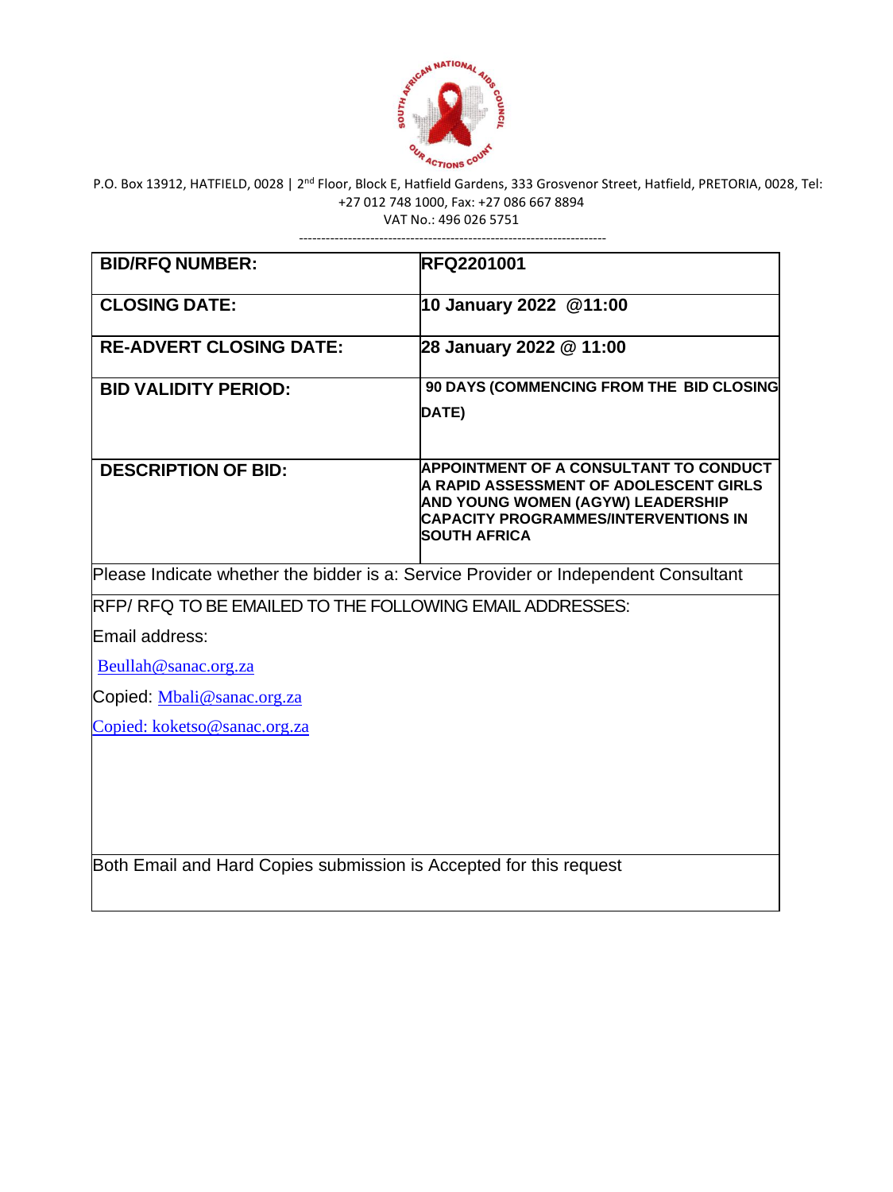P.O. Box 13912, HATFIELD, 0028 | 2nd Floor, Block E, Hatfield Gardens, 333 Grosvenor Street, Hatfield, PRETORIA, 0028, Tel: +27 012 748 1000, Fax: +27 086 667 8894
VAT No.: 496 026 5751

| | |
|---|---|
| **BID/RFQ NUMBER:** | **RFQ2201001** |
| **CLOSING DATE:** | **10 January 2022 @11:00** |
| **RE-ADVERT CLOSING DATE:** | **28 January 2022 @ 11:00** |
| **BID VALIDITY PERIOD:** | **90 DAYS (COMMENCING FROM THE BID CLOSING DATE)** |
| **DESCRIPTION OF BID:** | **APPOINTMENT OF A CONSULTANT TO CONDUCT A RAPID ASSESSMENT OF ADOLESCENT GIRLS AND YOUNG WOMEN (AGYW) LEADERSHIP CAPACITY PROGRAMMES/INTERVENTIONS IN SOUTH AFRICA** |

Please Indicate whether the bidder is a: Service Provider or Independent Consultant

RFP/ RFQ TO BE EMAILED TO THE FOLLOWING EMAIL ADDRESSES:

Email address:

Beullah@sanac.org.za

Copied: Mbali@sanac.org.za

Copied: koketso@sanac.org.za

Both Email and Hard Copies submission is Accepted for this request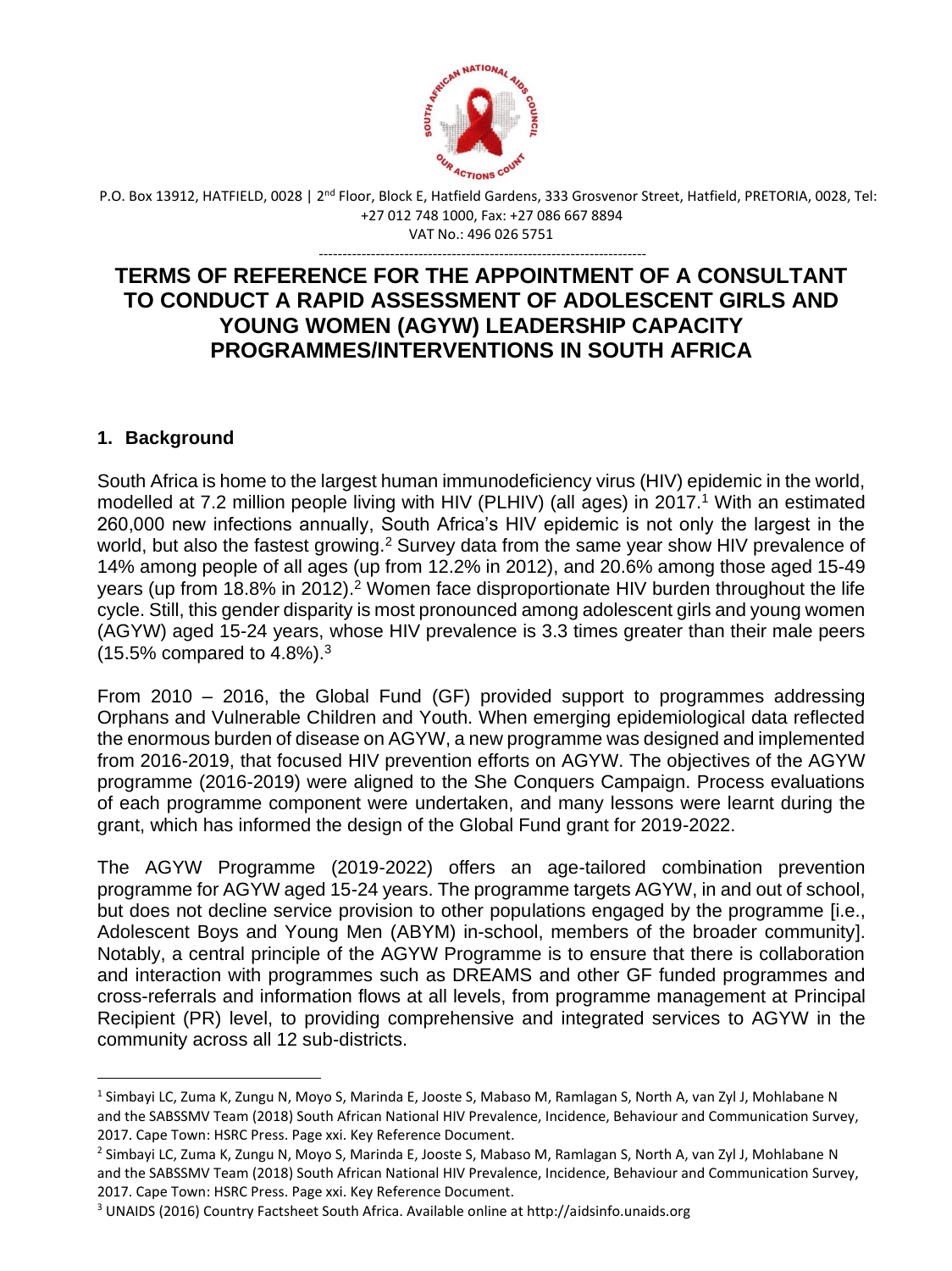P.O. Box 13912, HATFIELD, 0028 | 2nd Floor, Block E, Hatfield Gardens, 333 Grosvenor Street, Hatfield, PRETORIA, 0028, Tel: +27 012 748 1000, Fax: +27 086 667 8894
VAT No.: 496 026 5751

# TERMS OF REFERENCE FOR THE APPOINTMENT OF A CONSULTANT TO CONDUCT A RAPID ASSESSMENT OF ADOLESCENT GIRLS AND YOUNG WOMEN (AGYW) LEADERSHIP CAPACITY PROGRAMMES/INTERVENTIONS IN SOUTH AFRICA

## 1. Background

South Africa is home to the largest human immunodeficiency virus (HIV) epidemic in the world, modelled at 7.2 million people living with HIV (PLHIV) (all ages) in 2017.[1] With an estimated 260,000 new infections annually, South Africa's HIV epidemic is not only the largest in the world, but also the fastest growing.[2] Survey data from the same year show HIV prevalence of 14% among people of all ages (up from 12.2% in 2012), and 20.6% among those aged 15-49 years (up from 18.8% in 2012).[2] Women face disproportionate HIV burden throughout the life cycle. Still, this gender disparity is most pronounced among adolescent girls and young women (AGYW) aged 15-24 years, whose HIV prevalence is 3.3 times greater than their male peers (15.5% compared to 4.8%).[3]

From 2010 – 2016, the Global Fund (GF) provided support to programmes addressing Orphans and Vulnerable Children and Youth. When emerging epidemiological data reflected the enormous burden of disease on AGYW, a new programme was designed and implemented from 2016-2019, that focused HIV prevention efforts on AGYW. The objectives of the AGYW programme (2016-2019) were aligned to the She Conquers Campaign. Process evaluations of each programme component were undertaken, and many lessons were learnt during the grant, which has informed the design of the Global Fund grant for 2019-2022.

The AGYW Programme (2019-2022) offers an age-tailored combination prevention programme for AGYW aged 15-24 years. The programme targets AGYW, in and out of school, but does not decline service provision to other populations engaged by the programme [i.e., Adolescent Boys and Young Men (ABYM) in-school, members of the broader community]. Notably, a central principle of the AGYW Programme is to ensure that there is collaboration and interaction with programmes such as DREAMS and other GF funded programmes and cross-referrals and information flows at all levels, from programme management at Principal Recipient (PR) level, to providing comprehensive and integrated services to AGYW in the community across all 12 sub-districts.

---

[1] Simbayi LC, Zuma K, Zungu N, Moyo S, Marinda E, Jooste S, Mabaso M, Ramlagan S, North A, van Zyl J, Mohlabane N and the SABSSMV Team (2018) South African National HIV Prevalence, Incidence, Behaviour and Communication Survey, 2017. Cape Town: HSRC Press. Page xxi. Key Reference Document.

[2] Simbayi LC, Zuma K, Zungu N, Moyo S, Marinda E, Jooste S, Mabaso M, Ramlagan S, North A, van Zyl J, Mohlabane N and the SABSSMV Team (2018) South African National HIV Prevalence, Incidence, Behaviour and Communication Survey, 2017. Cape Town: HSRC Press. Page xxi. Key Reference Document.

[3] UNAIDS (2016) Country Factsheet South Africa. Available online at http://aidsinfo.unaids.org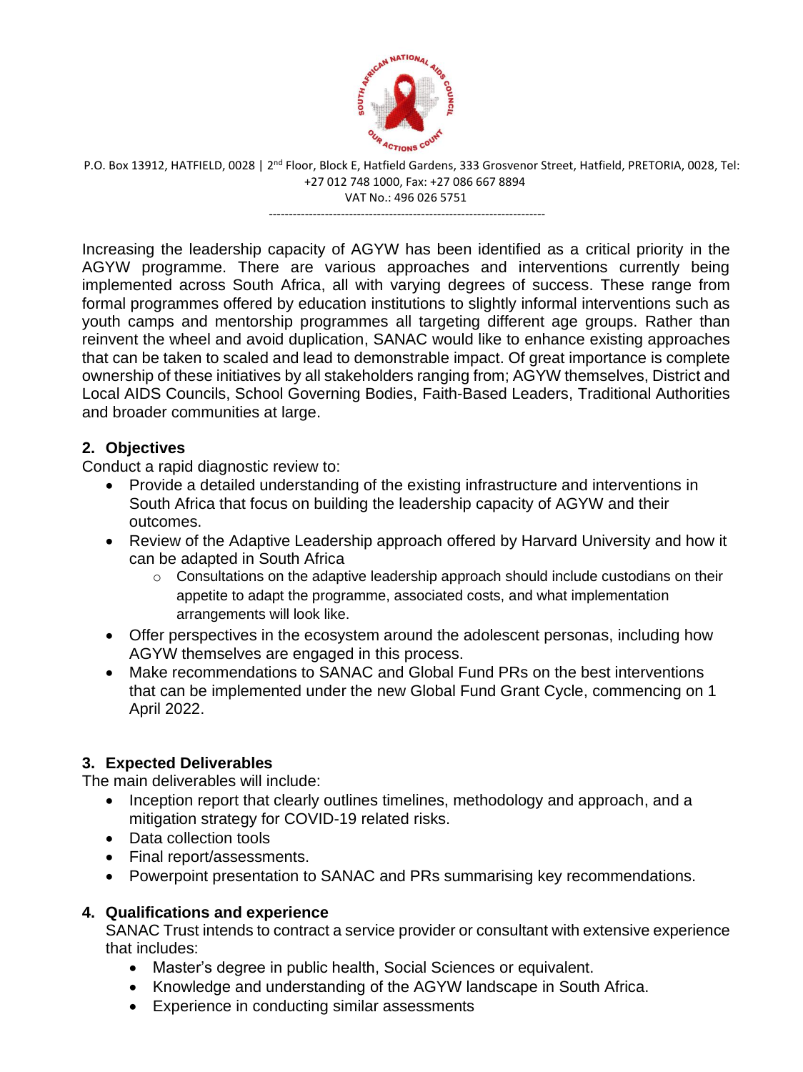Increasing the leadership capacity of AGYW has been identified as a critical priority in the AGYW programme. There are various approaches and interventions currently being implemented across South Africa, all with varying degrees of success. These range from formal programmes offered by education institutions to slightly informal interventions such as youth camps and mentorship programmes all targeting different age groups. Rather than reinvent the wheel and avoid duplication, SANAC would like to enhance existing approaches that can be taken to scaled and lead to demonstrable impact. Of great importance is complete ownership of these initiatives by all stakeholders ranging from; AGYW themselves, District and Local AIDS Councils, School Governing Bodies, Faith-Based Leaders, Traditional Authorities and broader communities at large.

## 2. Objectives

Conduct a rapid diagnostic review to:

- Provide a detailed understanding of the existing infrastructure and interventions in South Africa that focus on building the leadership capacity of AGYW and their outcomes.
- Review of the Adaptive Leadership approach offered by Harvard University and how it can be adapted in South Africa
    - Consultations on the adaptive leadership approach should include custodians on their appetite to adapt the programme, associated costs, and what implementation arrangements will look like.
- Offer perspectives in the ecosystem around the adolescent personas, including how AGYW themselves are engaged in this process.
- Make recommendations to SANAC and Global Fund PRs on the best interventions that can be implemented under the new Global Fund Grant Cycle, commencing on 1 April 2022.

## 3. Expected Deliverables

The main deliverables will include:

- Inception report that clearly outlines timelines, methodology and approach, and a mitigation strategy for COVID-19 related risks.
- Data collection tools
- Final report/assessments.
- Powerpoint presentation to SANAC and PRs summarising key recommendations.

## 4. Qualifications and experience

SANAC Trust intends to contract a service provider or consultant with extensive experience that includes:

- Master's degree in public health, Social Sciences or equivalent.
- Knowledge and understanding of the AGYW landscape in South Africa.
- Experience in conducting similar assessments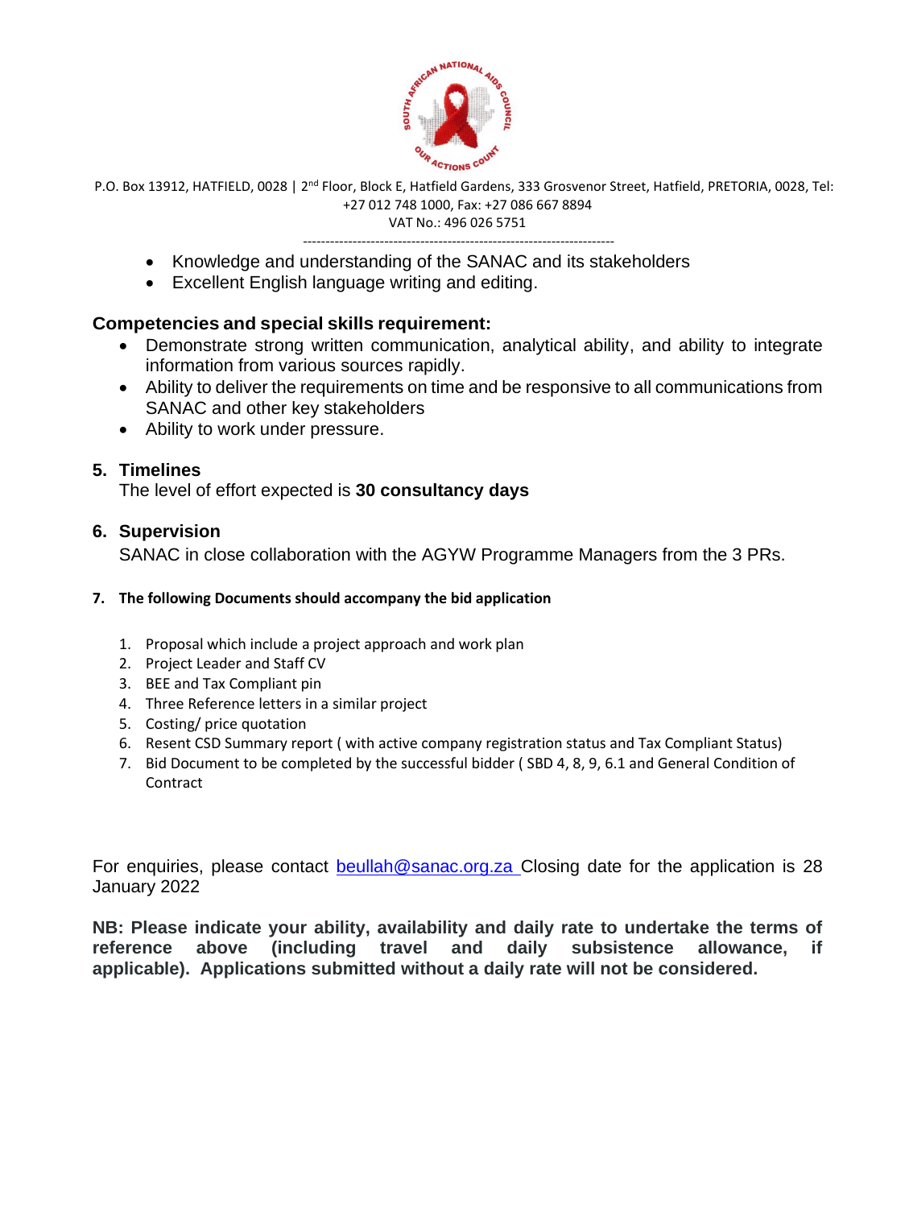- Knowledge and understanding of the SANAC and its stakeholders
- Excellent English language writing and editing.

**Competencies and special skills requirement:**

- Demonstrate strong written communication, analytical ability, and ability to integrate information from various sources rapidly.
- Ability to deliver the requirements on time and be responsive to all communications from SANAC and other key stakeholders
- Ability to work under pressure.

## 5. Timelines

The level of effort expected is **30 consultancy days**

## 6. Supervision

SANAC in close collaboration with the AGYW Programme Managers from the 3 PRs.

## 7. The following Documents should accompany the bid application

1. Proposal which include a project approach and work plan
2. Project Leader and Staff CV
3. BEE and Tax Compliant pin
4. Three Reference letters in a similar project
5. Costing/ price quotation
6. Resent CSD Summary report ( with active company registration status and Tax Compliant Status)
7. Bid Document to be completed by the successful bidder ( SBD 4, 8, 9, 6.1 and General Condition of Contract

For enquiries, please contact beullah@sanac.org.za Closing date for the application is 28 January 2022

**NB: Please indicate your ability, availability and daily rate to undertake the terms of reference above (including travel and daily subsistence allowance, if applicable). Applications submitted without a daily rate will not be considered.**